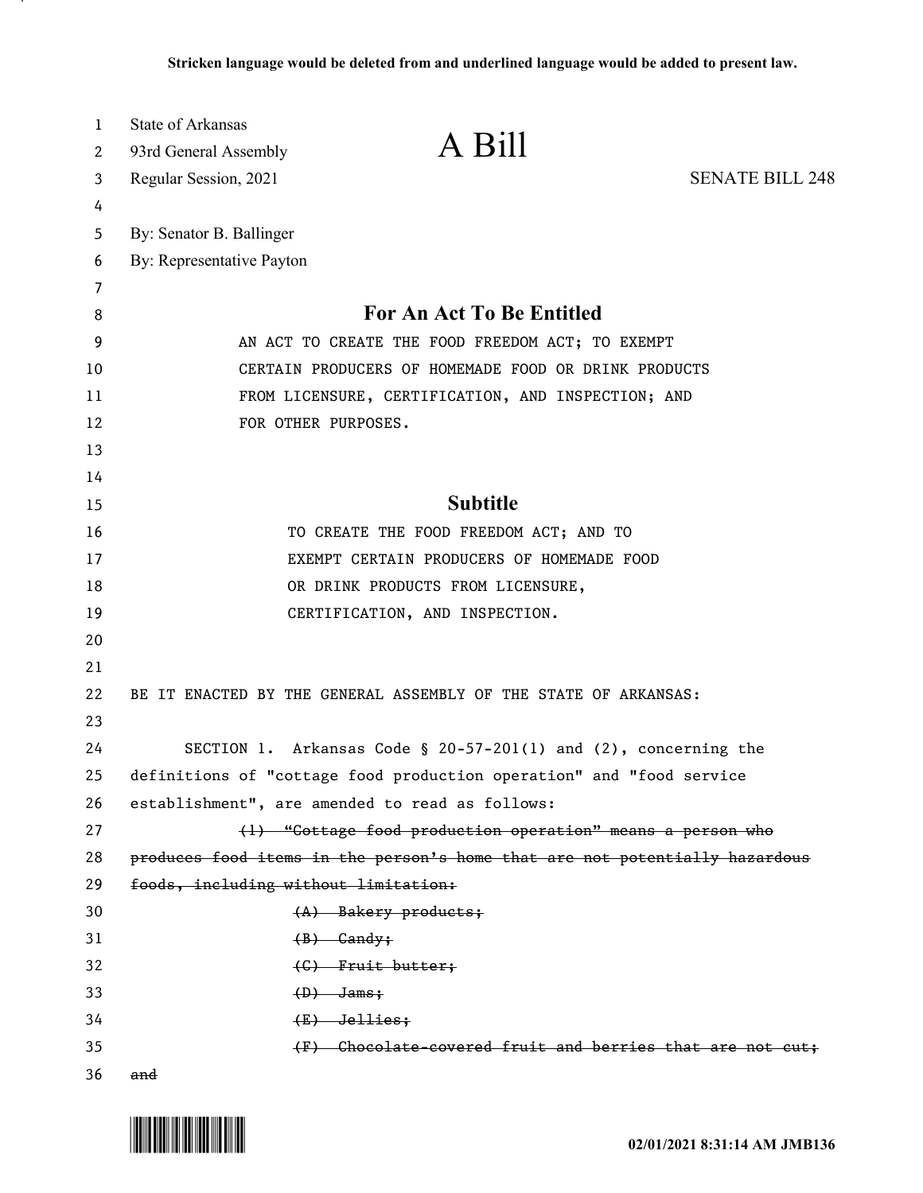Stricken language would be deleted from and underlined language would be added to present law.

State of Arkansas
93rd General Assembly
Regular Session, 2021

# A Bill

SENATE BILL 248

By: Senator B. Ballinger
By: Representative Payton

## For An Act To Be Entitled

AN ACT TO CREATE THE FOOD FREEDOM ACT; TO EXEMPT CERTAIN PRODUCERS OF HOMEMADE FOOD OR DRINK PRODUCTS FROM LICENSURE, CERTIFICATION, AND INSPECTION; AND FOR OTHER PURPOSES.

## Subtitle

TO CREATE THE FOOD FREEDOM ACT; AND TO EXEMPT CERTAIN PRODUCERS OF HOMEMADE FOOD OR DRINK PRODUCTS FROM LICENSURE, CERTIFICATION, AND INSPECTION.

BE IT ENACTED BY THE GENERAL ASSEMBLY OF THE STATE OF ARKANSAS:

SECTION 1. Arkansas Code § 20-57-201(1) and (2), concerning the definitions of "cottage food production operation" and "food service establishment", are amended to read as follows:

~~(1) "Cottage food production operation" means a person who produces food items in the person's home that are not potentially hazardous foods, including without limitation:~~

~~(A) Bakery products;~~

~~(B) Candy;~~

~~(C) Fruit butter;~~

~~(D) Jams;~~

~~(E) Jellies;~~

~~(F) Chocolate-covered fruit and berries that are not cut; and~~

02/01/2021 8:31:14 AM JMB136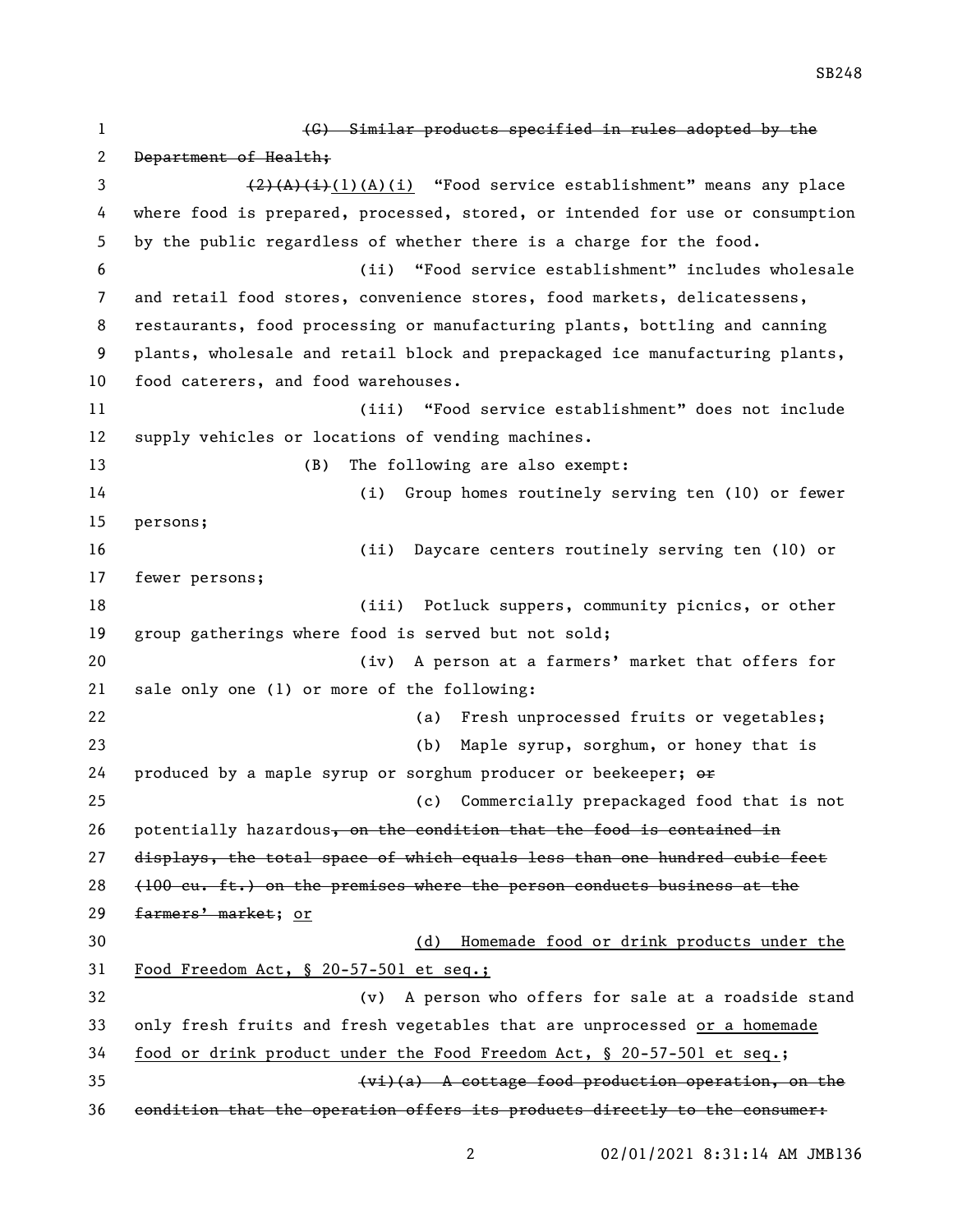~~(G) Similar products specified in rules adopted by the Department of Health;~~

~~(2)(A)(i)~~(1)(A)(i) "Food service establishment" means any place where food is prepared, processed, stored, or intended for use or consumption by the public regardless of whether there is a charge for the food.

(ii) "Food service establishment" includes wholesale and retail food stores, convenience stores, food markets, delicatessens, restaurants, food processing or manufacturing plants, bottling and canning plants, wholesale and retail block and prepackaged ice manufacturing plants, food caterers, and food warehouses.

(iii) "Food service establishment" does not include supply vehicles or locations of vending machines.

(B) The following are also exempt:

(i) Group homes routinely serving ten (10) or fewer persons;

(ii) Daycare centers routinely serving ten (10) or fewer persons;

(iii) Potluck suppers, community picnics, or other group gatherings where food is served but not sold;

(iv) A person at a farmers' market that offers for sale only one (1) or more of the following:

(a) Fresh unprocessed fruits or vegetables;

(b) Maple syrup, sorghum, or honey that is produced by a maple syrup or sorghum producer or beekeeper; ~~or~~

(c) Commercially prepackaged food that is not potentially hazardous~~, on the condition that the food is contained in displays, the total space of which equals less than one hundred cubic feet (100 cu. ft.) on the premises where the person conducts business at the farmers' market~~; <u>or</u>

<u>(d) Homemade food or drink products under the Food Freedom Act, § 20-57-501 et seq.;</u>

(v) A person who offers for sale at a roadside stand only fresh fruits and fresh vegetables that are unprocessed <u>or a homemade food or drink product under the Food Freedom Act, § 20-57-501 et seq.</u>;

~~(vi)(a) A cottage food production operation, on the condition that the operation offers its products directly to the consumer:~~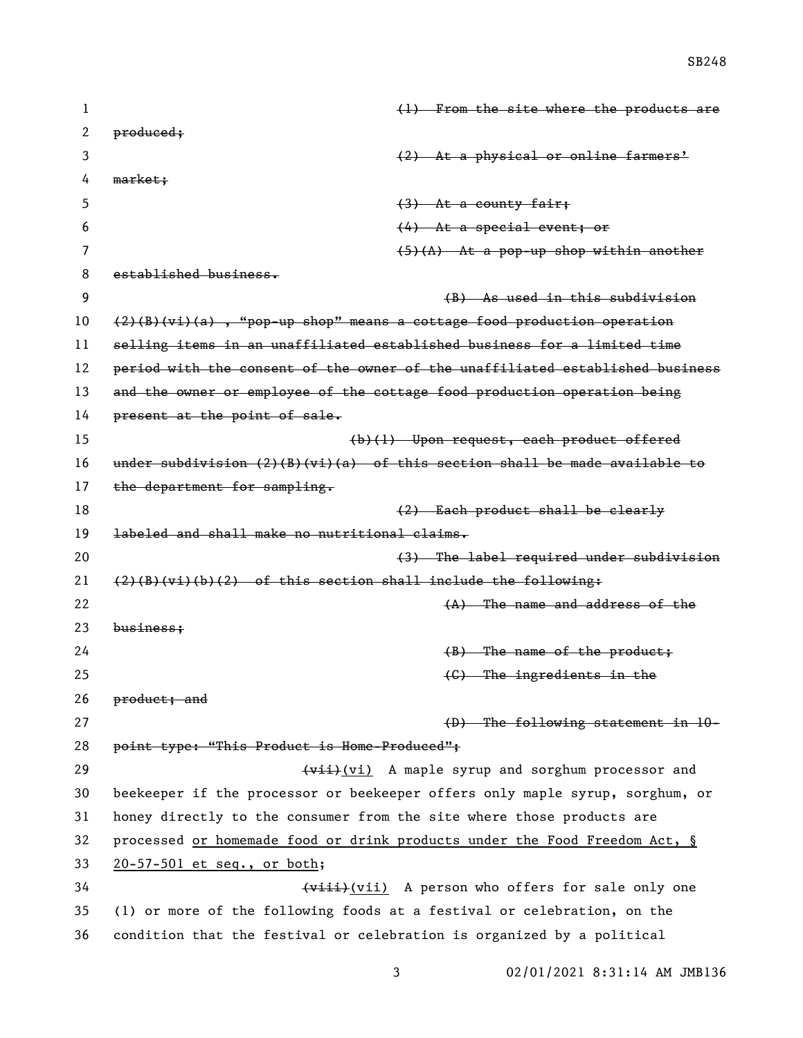~~(1) From the site where the products are produced;~~

~~(2) At a physical or online farmers' market;~~

~~(3) At a county fair;~~

~~(4) At a special event; or~~

~~(5)(A) At a pop-up shop within another established business.~~

~~(B) As used in this subdivision (2)(B)(vi)(a), "pop-up shop" means a cottage food production operation selling items in an unaffiliated established business for a limited time period with the consent of the owner of the unaffiliated established business and the owner or employee of the cottage food production operation being present at the point of sale.~~

~~(b)(1) Upon request, each product offered under subdivision (2)(B)(vi)(a) of this section shall be made available to the department for sampling.~~

~~(2) Each product shall be clearly labeled and shall make no nutritional claims.~~

~~(3) The label required under subdivision (2)(B)(vi)(b)(2) of this section shall include the following:~~

~~(A) The name and address of the business;~~

~~(B) The name of the product;~~

~~(C) The ingredients in the product; and~~

~~(D) The following statement in 10-point type: "This Product is Home-Produced";~~

~~(vii)~~<u>(vi)</u> A maple syrup and sorghum processor and beekeeper if the processor or beekeeper offers only maple syrup, sorghum, or honey directly to the consumer from the site where those products are processed <u>or homemade food or drink products under the Food Freedom Act, § 20-57-501 et seq., or both</u>;

~~(viii)~~<u>(vii)</u> A person who offers for sale only one (1) or more of the following foods at a festival or celebration, on the condition that the festival or celebration is organized by a political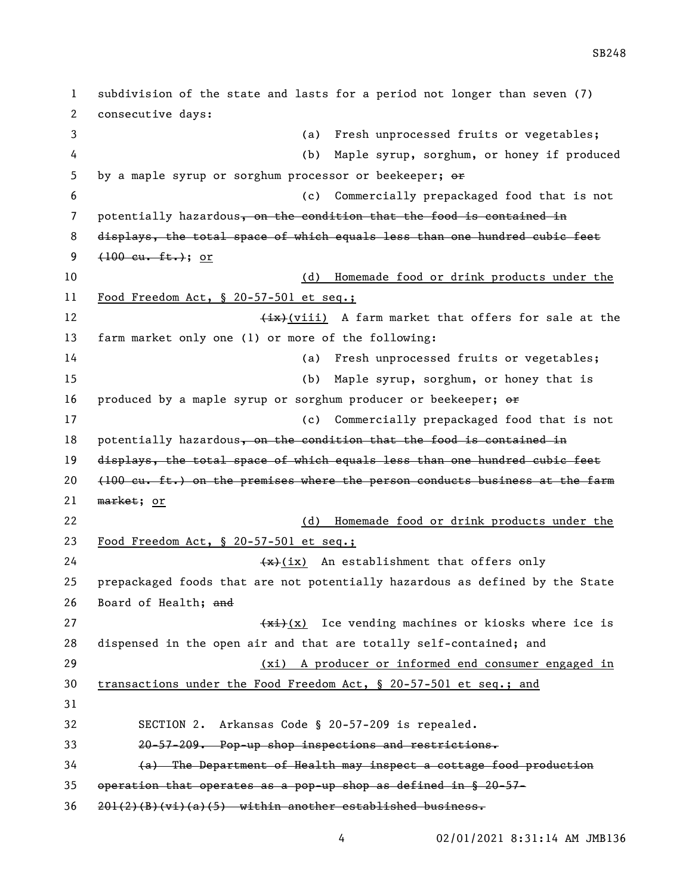subdivision of the state and lasts for a period not longer than seven (7) consecutive days:

(a) Fresh unprocessed fruits or vegetables;

(b) Maple syrup, sorghum, or honey if produced by a maple syrup or sorghum processor or beekeeper; ~~or~~

(c) Commercially prepackaged food that is not potentially hazardous~~, on the condition that the food is contained in displays, the total space of which equals less than one hundred cubic feet (100 cu. ft.)~~; or

(d) Homemade food or drink products under the Food Freedom Act, § 20-57-501 et seq.;

~~(ix)~~(viii) A farm market that offers for sale at the farm market only one (1) or more of the following:

(a) Fresh unprocessed fruits or vegetables;

(b) Maple syrup, sorghum, or honey that is produced by a maple syrup or sorghum producer or beekeeper; ~~or~~

(c) Commercially prepackaged food that is not potentially hazardous~~, on the condition that the food is contained in displays, the total space of which equals less than one hundred cubic feet (100 cu. ft.) on the premises where the person conducts business at the farm market~~; or

(d) Homemade food or drink products under the Food Freedom Act, § 20-57-501 et seq.;

~~(x)~~(ix) An establishment that offers only prepackaged foods that are not potentially hazardous as defined by the State Board of Health; ~~and~~

~~(xi)~~(x) Ice vending machines or kiosks where ice is dispensed in the open air and that are totally self-contained; and

(xi) A producer or informed end consumer engaged in transactions under the Food Freedom Act, § 20-57-501 et seq.; and

SECTION 2. Arkansas Code § 20-57-209 is repealed.

~~20-57-209. Pop-up shop inspections and restrictions.~~

~~(a) The Department of Health may inspect a cottage food production operation that operates as a pop-up shop as defined in § 20-57-201(2)(B)(vi)(a)(5) within another established business.~~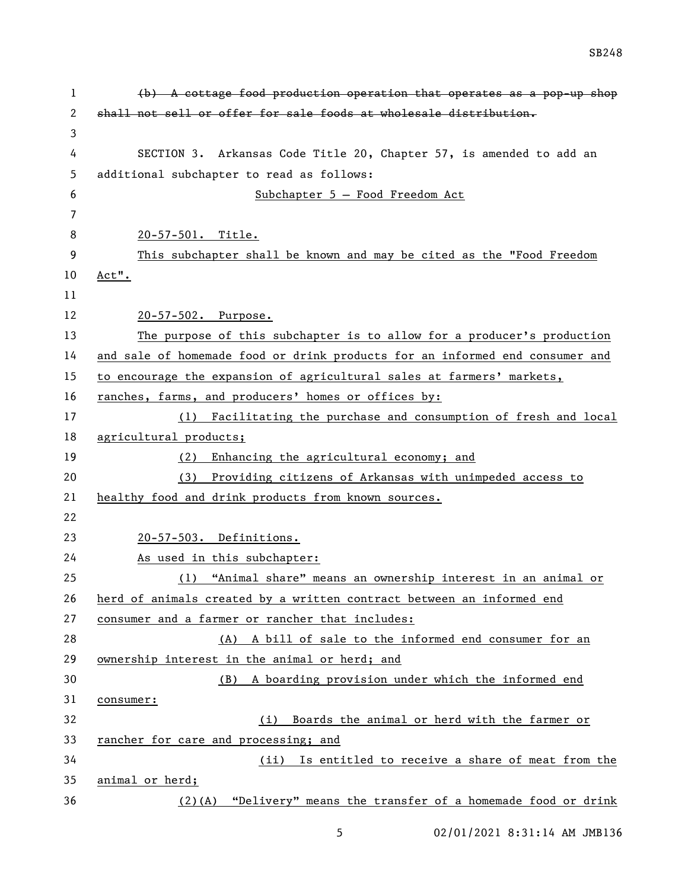~~(b) A cottage food production operation that operates as a pop-up shop shall not sell or offer for sale foods at wholesale distribution.~~

SECTION 3. Arkansas Code Title 20, Chapter 57, is amended to add an additional subchapter to read as follows:

Subchapter 5 — Food Freedom Act

20-57-501. Title.

This subchapter shall be known and may be cited as the "Food Freedom Act".

20-57-502. Purpose.

The purpose of this subchapter is to allow for a producer's production and sale of homemade food or drink products for an informed end consumer and to encourage the expansion of agricultural sales at farmers' markets, ranches, farms, and producers' homes or offices by:

(1) Facilitating the purchase and consumption of fresh and local agricultural products;

(2) Enhancing the agricultural economy; and

(3) Providing citizens of Arkansas with unimpeded access to healthy food and drink products from known sources.

20-57-503. Definitions.

As used in this subchapter:

(1) "Animal share" means an ownership interest in an animal or herd of animals created by a written contract between an informed end consumer and a farmer or rancher that includes:

(A) A bill of sale to the informed end consumer for an ownership interest in the animal or herd; and

(B) A boarding provision under which the informed end consumer:

(i) Boards the animal or herd with the farmer or rancher for care and processing; and

(ii) Is entitled to receive a share of meat from the animal or herd;

(2)(A) "Delivery" means the transfer of a homemade food or drink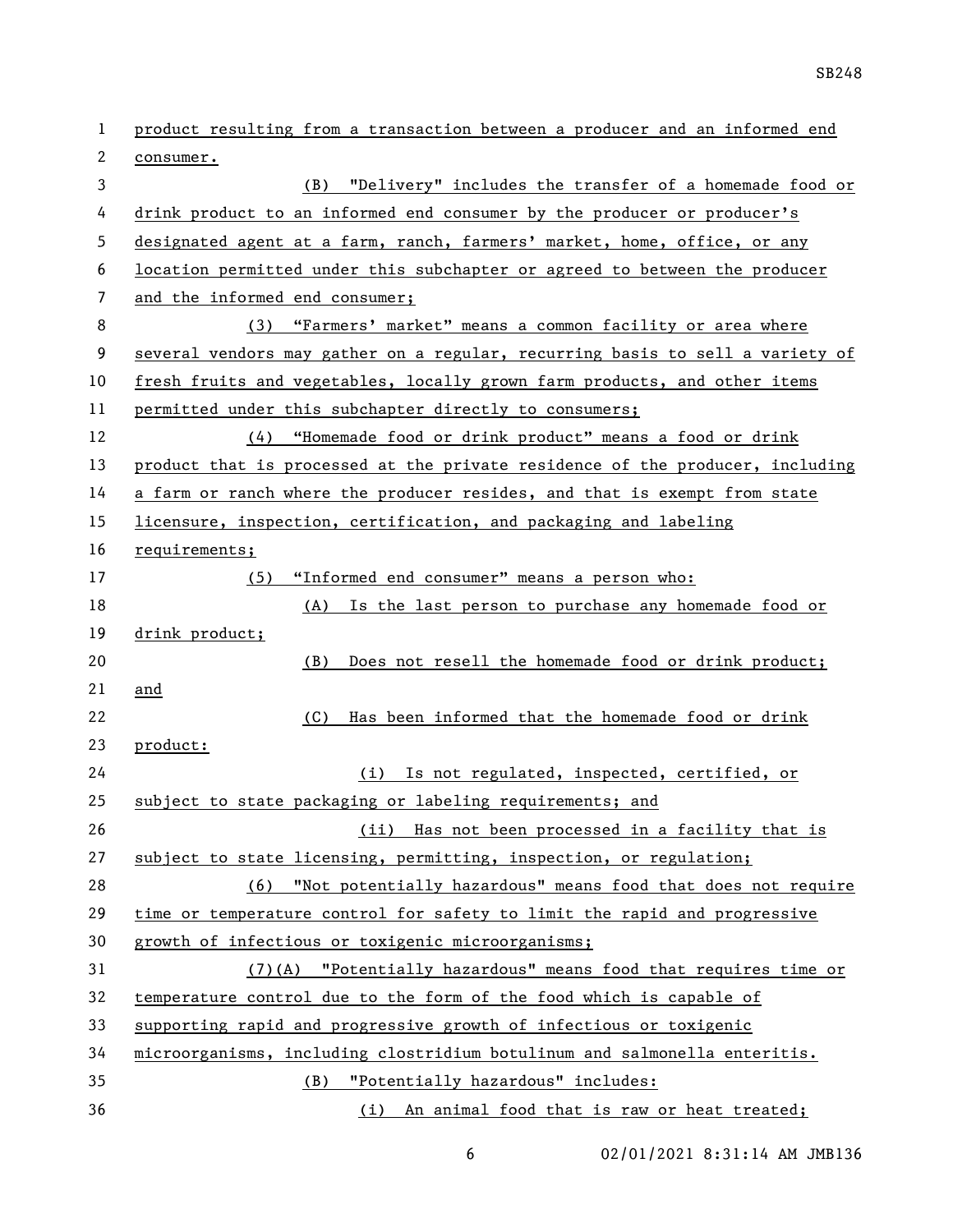product resulting from a transaction between a producer and an informed end consumer.

(B) "Delivery" includes the transfer of a homemade food or drink product to an informed end consumer by the producer or producer's designated agent at a farm, ranch, farmers' market, home, office, or any location permitted under this subchapter or agreed to between the producer and the informed end consumer;

(3) "Farmers' market" means a common facility or area where several vendors may gather on a regular, recurring basis to sell a variety of fresh fruits and vegetables, locally grown farm products, and other items permitted under this subchapter directly to consumers;

(4) "Homemade food or drink product" means a food or drink product that is processed at the private residence of the producer, including a farm or ranch where the producer resides, and that is exempt from state licensure, inspection, certification, and packaging and labeling requirements;

(5) "Informed end consumer" means a person who:

(A) Is the last person to purchase any homemade food or drink product;

(B) Does not resell the homemade food or drink product; and

(C) Has been informed that the homemade food or drink product:

(i) Is not regulated, inspected, certified, or subject to state packaging or labeling requirements; and

(ii) Has not been processed in a facility that is subject to state licensing, permitting, inspection, or regulation;

(6) "Not potentially hazardous" means food that does not require time or temperature control for safety to limit the rapid and progressive growth of infectious or toxigenic microorganisms;

(7)(A) "Potentially hazardous" means food that requires time or temperature control due to the form of the food which is capable of supporting rapid and progressive growth of infectious or toxigenic microorganisms, including clostridium botulinum and salmonella enteritis.

(B) "Potentially hazardous" includes:

(i) An animal food that is raw or heat treated;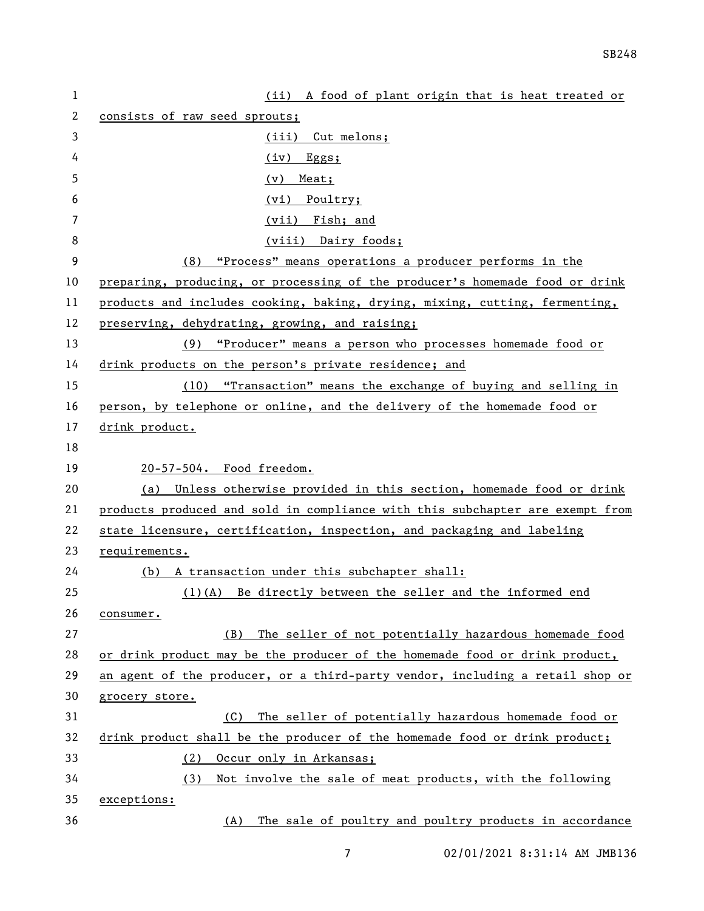(ii) A food of plant origin that is heat treated or consists of raw seed sprouts;

(iii) Cut melons;

(iv) Eggs;

(v) Meat;

(vi) Poultry;

(vii) Fish; and

(viii) Dairy foods;

(8) "Process" means operations a producer performs in the preparing, producing, or processing of the producer's homemade food or drink products and includes cooking, baking, drying, mixing, cutting, fermenting, preserving, dehydrating, growing, and raising;

(9) "Producer" means a person who processes homemade food or drink products on the person's private residence; and

(10) "Transaction" means the exchange of buying and selling in person, by telephone or online, and the delivery of the homemade food or drink product.

20-57-504. Food freedom.

(a) Unless otherwise provided in this section, homemade food or drink products produced and sold in compliance with this subchapter are exempt from state licensure, certification, inspection, and packaging and labeling requirements.

(b) A transaction under this subchapter shall:

(1)(A) Be directly between the seller and the informed end consumer.

(B) The seller of not potentially hazardous homemade food or drink product may be the producer of the homemade food or drink product, an agent of the producer, or a third-party vendor, including a retail shop or grocery store.

(C) The seller of potentially hazardous homemade food or drink product shall be the producer of the homemade food or drink product;

(2) Occur only in Arkansas;

(3) Not involve the sale of meat products, with the following exceptions:

(A) The sale of poultry and poultry products in accordance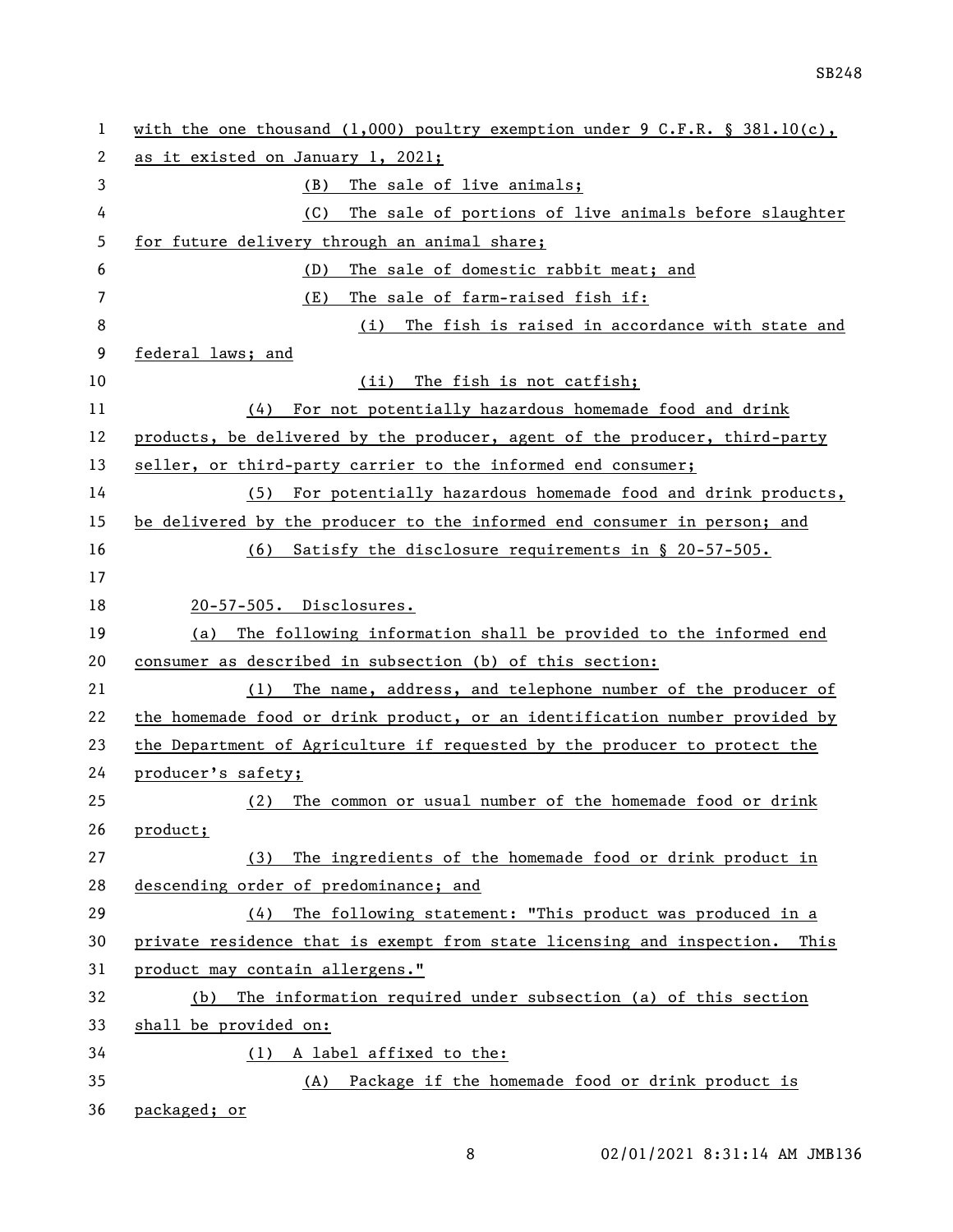with the one thousand (1,000) poultry exemption under 9 C.F.R. § 381.10(c), as it existed on January 1, 2021;

(B) The sale of live animals;

(C) The sale of portions of live animals before slaughter for future delivery through an animal share;

(D) The sale of domestic rabbit meat; and

(E) The sale of farm-raised fish if:

(i) The fish is raised in accordance with state and federal laws; and

(ii) The fish is not catfish;

(4) For not potentially hazardous homemade food and drink products, be delivered by the producer, agent of the producer, third-party seller, or third-party carrier to the informed end consumer;

(5) For potentially hazardous homemade food and drink products, be delivered by the producer to the informed end consumer in person; and

(6) Satisfy the disclosure requirements in § 20-57-505.

20-57-505. Disclosures.

(a) The following information shall be provided to the informed end consumer as described in subsection (b) of this section:

(1) The name, address, and telephone number of the producer of the homemade food or drink product, or an identification number provided by the Department of Agriculture if requested by the producer to protect the producer's safety;

(2) The common or usual number of the homemade food or drink product;

(3) The ingredients of the homemade food or drink product in descending order of predominance; and

(4) The following statement: "This product was produced in a private residence that is exempt from state licensing and inspection. This product may contain allergens."

(b) The information required under subsection (a) of this section shall be provided on:

(1) A label affixed to the:

(A) Package if the homemade food or drink product is packaged; or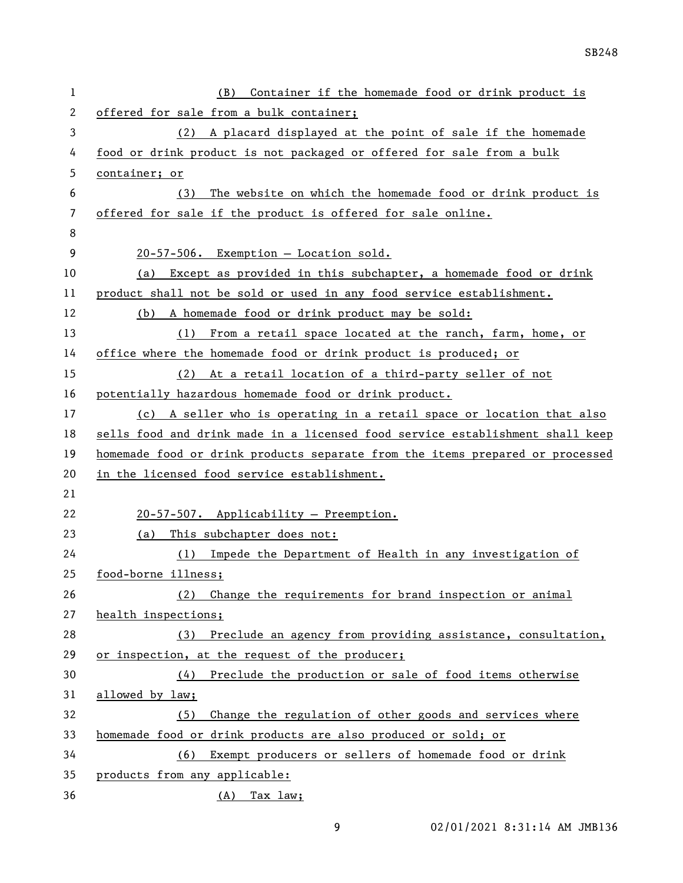(B) Container if the homemade food or drink product is offered for sale from a bulk container;

(2) A placard displayed at the point of sale if the homemade food or drink product is not packaged or offered for sale from a bulk container; or

(3) The website on which the homemade food or drink product is offered for sale if the product is offered for sale online.

20-57-506. Exemption — Location sold.

(a) Except as provided in this subchapter, a homemade food or drink product shall not be sold or used in any food service establishment.

(b) A homemade food or drink product may be sold:

(1) From a retail space located at the ranch, farm, home, or office where the homemade food or drink product is produced; or

(2) At a retail location of a third-party seller of not potentially hazardous homemade food or drink product.

(c) A seller who is operating in a retail space or location that also sells food and drink made in a licensed food service establishment shall keep homemade food or drink products separate from the items prepared or processed in the licensed food service establishment.

20-57-507. Applicability — Preemption.

(a) This subchapter does not:

(1) Impede the Department of Health in any investigation of food-borne illness;

(2) Change the requirements for brand inspection or animal health inspections;

(3) Preclude an agency from providing assistance, consultation, or inspection, at the request of the producer;

(4) Preclude the production or sale of food items otherwise allowed by law;

(5) Change the regulation of other goods and services where homemade food or drink products are also produced or sold; or

(6) Exempt producers or sellers of homemade food or drink products from any applicable:

(A) Tax law;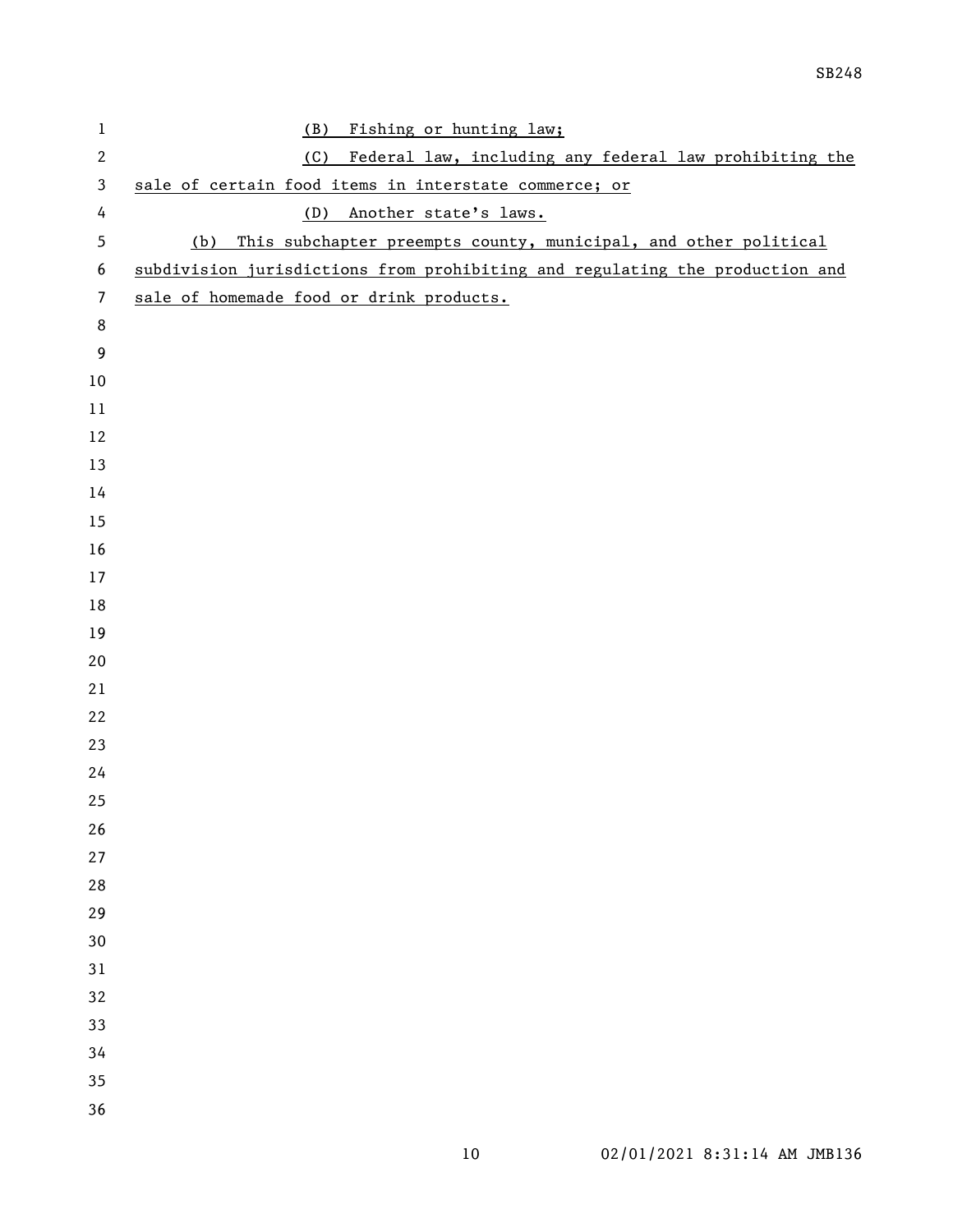(B) Fishing or hunting law;

(C) Federal law, including any federal law prohibiting the sale of certain food items in interstate commerce; or

(D) Another state's laws.

(b) This subchapter preempts county, municipal, and other political subdivision jurisdictions from prohibiting and regulating the production and sale of homemade food or drink products.